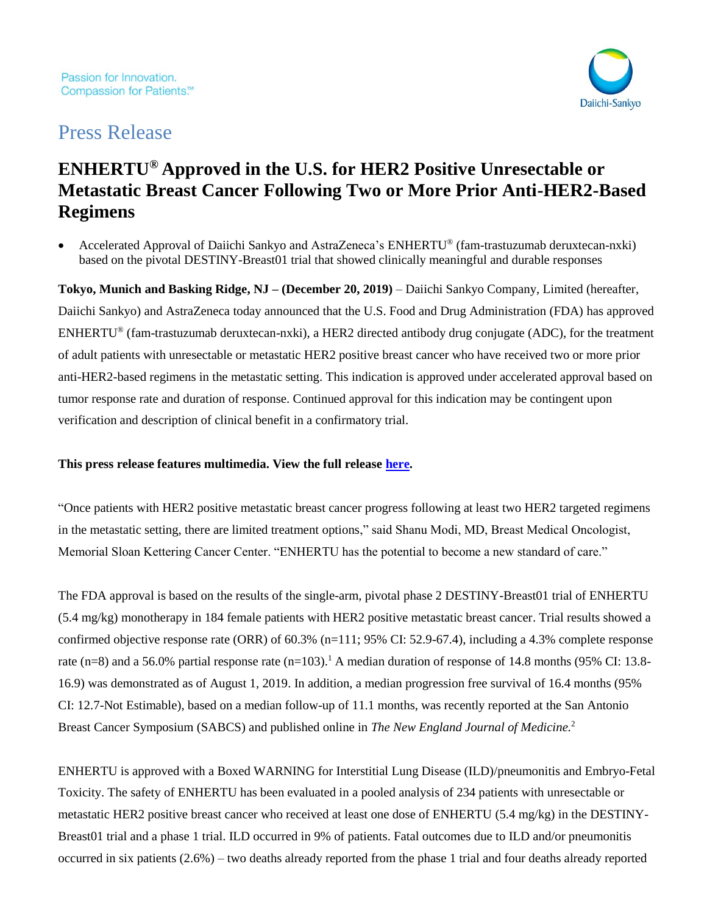Passion for Innovation.
Compassion for Patients.™

Daiichi-Sankyo

# Press Release

## ENHERTU® Approved in the U.S. for HER2 Positive Unresectable or Metastatic Breast Cancer Following Two or More Prior Anti-HER2-Based Regimens

- Accelerated Approval of Daiichi Sankyo and AstraZeneca's ENHERTU® (fam-trastuzumab deruxtecan-nxki) based on the pivotal DESTINY-Breast01 trial that showed clinically meaningful and durable responses

**Tokyo, Munich and Basking Ridge, NJ – (December 20, 2019)** – Daiichi Sankyo Company, Limited (hereafter, Daiichi Sankyo) and AstraZeneca today announced that the U.S. Food and Drug Administration (FDA) has approved ENHERTU® (fam-trastuzumab deruxtecan-nxki), a HER2 directed antibody drug conjugate (ADC), for the treatment of adult patients with unresectable or metastatic HER2 positive breast cancer who have received two or more prior anti-HER2-based regimens in the metastatic setting. This indication is approved under accelerated approval based on tumor response rate and duration of response. Continued approval for this indication may be contingent upon verification and description of clinical benefit in a confirmatory trial.

**This press release features multimedia. View the full release here.**

"Once patients with HER2 positive metastatic breast cancer progress following at least two HER2 targeted regimens in the metastatic setting, there are limited treatment options," said Shanu Modi, MD, Breast Medical Oncologist, Memorial Sloan Kettering Cancer Center. "ENHERTU has the potential to become a new standard of care."

The FDA approval is based on the results of the single-arm, pivotal phase 2 DESTINY-Breast01 trial of ENHERTU (5.4 mg/kg) monotherapy in 184 female patients with HER2 positive metastatic breast cancer. Trial results showed a confirmed objective response rate (ORR) of 60.3% (n=111; 95% CI: 52.9-67.4), including a 4.3% complete response rate (n=8) and a 56.0% partial response rate (n=103).[1] A median duration of response of 14.8 months (95% CI: 13.8-16.9) was demonstrated as of August 1, 2019. In addition, a median progression free survival of 16.4 months (95% CI: 12.7-Not Estimable), based on a median follow-up of 11.1 months, was recently reported at the San Antonio Breast Cancer Symposium (SABCS) and published online in *The New England Journal of Medicine.*[2]

ENHERTU is approved with a Boxed WARNING for Interstitial Lung Disease (ILD)/pneumonitis and Embryo-Fetal Toxicity. The safety of ENHERTU has been evaluated in a pooled analysis of 234 patients with unresectable or metastatic HER2 positive breast cancer who received at least one dose of ENHERTU (5.4 mg/kg) in the DESTINY-Breast01 trial and a phase 1 trial. ILD occurred in 9% of patients. Fatal outcomes due to ILD and/or pneumonitis occurred in six patients (2.6%) – two deaths already reported from the phase 1 trial and four deaths already reported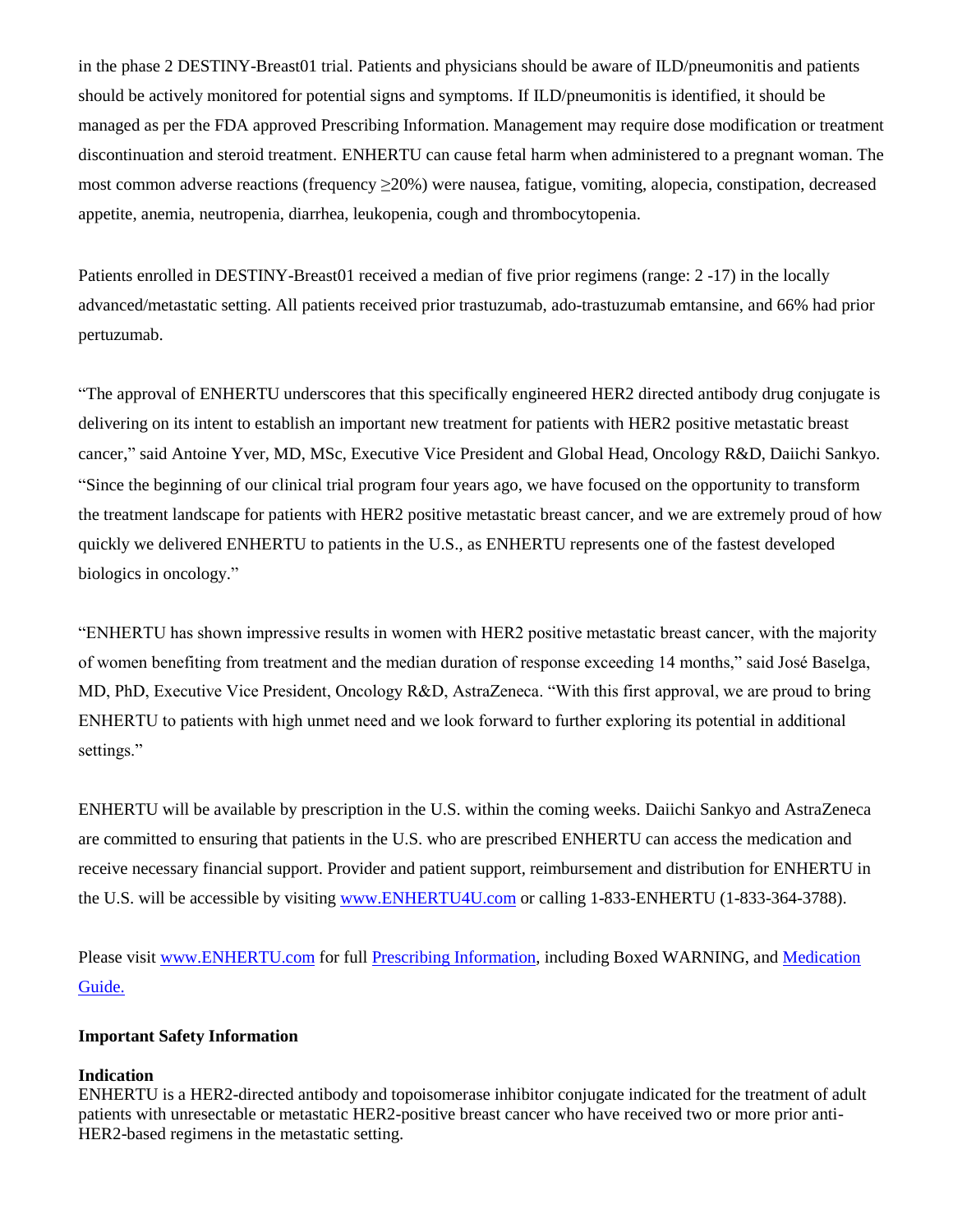in the phase 2 DESTINY-Breast01 trial. Patients and physicians should be aware of ILD/pneumonitis and patients should be actively monitored for potential signs and symptoms. If ILD/pneumonitis is identified, it should be managed as per the FDA approved Prescribing Information. Management may require dose modification or treatment discontinuation and steroid treatment. ENHERTU can cause fetal harm when administered to a pregnant woman. The most common adverse reactions (frequency ≥20%) were nausea, fatigue, vomiting, alopecia, constipation, decreased appetite, anemia, neutropenia, diarrhea, leukopenia, cough and thrombocytopenia.

Patients enrolled in DESTINY-Breast01 received a median of five prior regimens (range: 2 -17) in the locally advanced/metastatic setting. All patients received prior trastuzumab, ado-trastuzumab emtansine, and 66% had prior pertuzumab.

"The approval of ENHERTU underscores that this specifically engineered HER2 directed antibody drug conjugate is delivering on its intent to establish an important new treatment for patients with HER2 positive metastatic breast cancer," said Antoine Yver, MD, MSc, Executive Vice President and Global Head, Oncology R&D, Daiichi Sankyo. "Since the beginning of our clinical trial program four years ago, we have focused on the opportunity to transform the treatment landscape for patients with HER2 positive metastatic breast cancer, and we are extremely proud of how quickly we delivered ENHERTU to patients in the U.S., as ENHERTU represents one of the fastest developed biologics in oncology."

"ENHERTU has shown impressive results in women with HER2 positive metastatic breast cancer, with the majority of women benefiting from treatment and the median duration of response exceeding 14 months," said José Baselga, MD, PhD, Executive Vice President, Oncology R&D, AstraZeneca. "With this first approval, we are proud to bring ENHERTU to patients with high unmet need and we look forward to further exploring its potential in additional settings."

ENHERTU will be available by prescription in the U.S. within the coming weeks. Daiichi Sankyo and AstraZeneca are committed to ensuring that patients in the U.S. who are prescribed ENHERTU can access the medication and receive necessary financial support. Provider and patient support, reimbursement and distribution for ENHERTU in the U.S. will be accessible by visiting www.ENHERTU4U.com or calling 1-833-ENHERTU (1-833-364-3788).

Please visit www.ENHERTU.com for full Prescribing Information, including Boxed WARNING, and Medication Guide.

**Important Safety Information**

**Indication**
ENHERTU is a HER2-directed antibody and topoisomerase inhibitor conjugate indicated for the treatment of adult patients with unresectable or metastatic HER2-positive breast cancer who have received two or more prior anti-HER2-based regimens in the metastatic setting.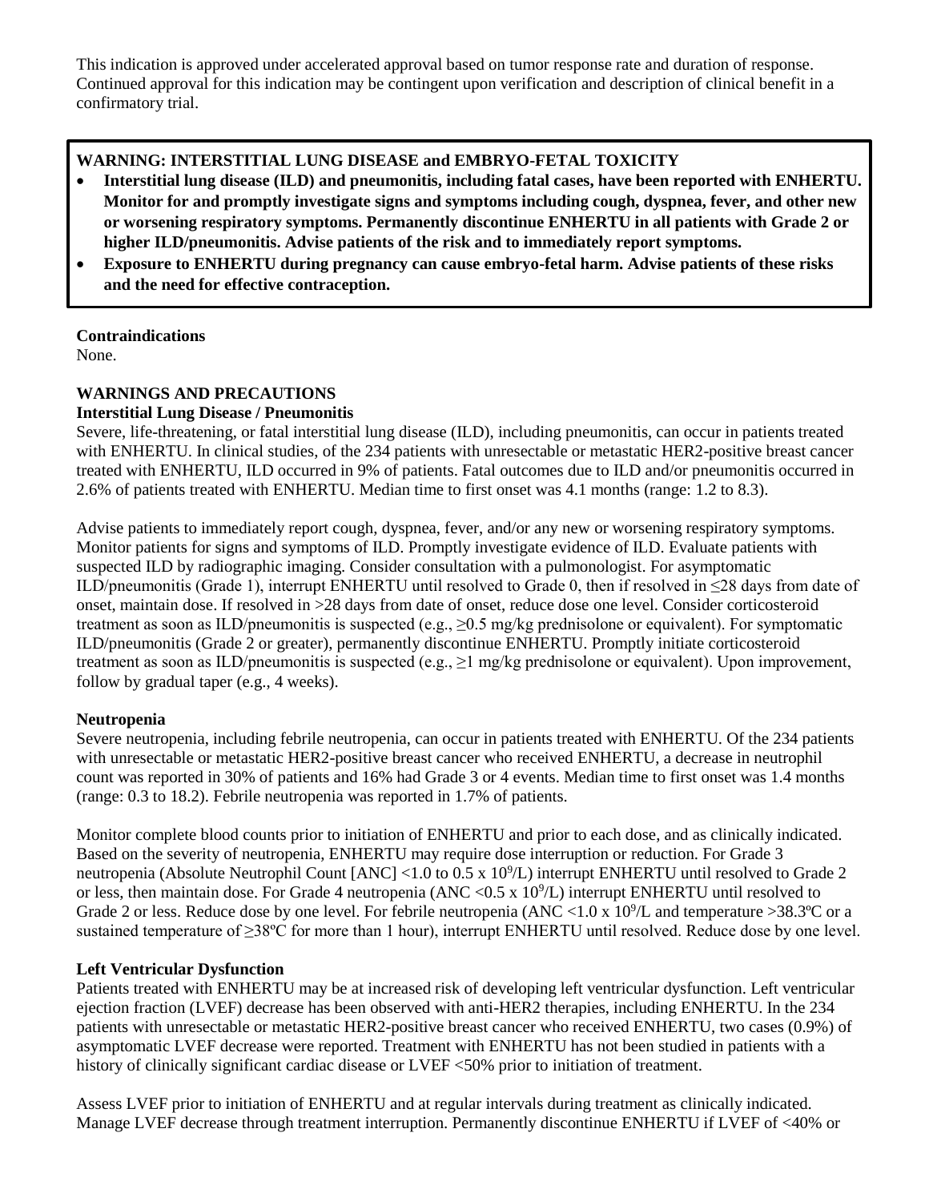This indication is approved under accelerated approval based on tumor response rate and duration of response. Continued approval for this indication may be contingent upon verification and description of clinical benefit in a confirmatory trial.

**WARNING: INTERSTITIAL LUNG DISEASE and EMBRYO-FETAL TOXICITY**

- **Interstitial lung disease (ILD) and pneumonitis, including fatal cases, have been reported with ENHERTU. Monitor for and promptly investigate signs and symptoms including cough, dyspnea, fever, and other new or worsening respiratory symptoms. Permanently discontinue ENHERTU in all patients with Grade 2 or higher ILD/pneumonitis. Advise patients of the risk and to immediately report symptoms.**
- **Exposure to ENHERTU during pregnancy can cause embryo-fetal harm. Advise patients of these risks and the need for effective contraception.**

**Contraindications**

None.

**WARNINGS AND PRECAUTIONS**

**Interstitial Lung Disease / Pneumonitis**

Severe, life-threatening, or fatal interstitial lung disease (ILD), including pneumonitis, can occur in patients treated with ENHERTU. In clinical studies, of the 234 patients with unresectable or metastatic HER2-positive breast cancer treated with ENHERTU, ILD occurred in 9% of patients. Fatal outcomes due to ILD and/or pneumonitis occurred in 2.6% of patients treated with ENHERTU. Median time to first onset was 4.1 months (range: 1.2 to 8.3).

Advise patients to immediately report cough, dyspnea, fever, and/or any new or worsening respiratory symptoms. Monitor patients for signs and symptoms of ILD. Promptly investigate evidence of ILD. Evaluate patients with suspected ILD by radiographic imaging. Consider consultation with a pulmonologist. For asymptomatic ILD/pneumonitis (Grade 1), interrupt ENHERTU until resolved to Grade 0, then if resolved in ≤28 days from date of onset, maintain dose. If resolved in >28 days from date of onset, reduce dose one level. Consider corticosteroid treatment as soon as ILD/pneumonitis is suspected (e.g., ≥0.5 mg/kg prednisolone or equivalent). For symptomatic ILD/pneumonitis (Grade 2 or greater), permanently discontinue ENHERTU. Promptly initiate corticosteroid treatment as soon as ILD/pneumonitis is suspected (e.g., ≥1 mg/kg prednisolone or equivalent). Upon improvement, follow by gradual taper (e.g., 4 weeks).

**Neutropenia**

Severe neutropenia, including febrile neutropenia, can occur in patients treated with ENHERTU. Of the 234 patients with unresectable or metastatic HER2-positive breast cancer who received ENHERTU, a decrease in neutrophil count was reported in 30% of patients and 16% had Grade 3 or 4 events. Median time to first onset was 1.4 months (range: 0.3 to 18.2). Febrile neutropenia was reported in 1.7% of patients.

Monitor complete blood counts prior to initiation of ENHERTU and prior to each dose, and as clinically indicated. Based on the severity of neutropenia, ENHERTU may require dose interruption or reduction. For Grade 3 neutropenia (Absolute Neutrophil Count [ANC] <1.0 to 0.5 x $10^9$/L) interrupt ENHERTU until resolved to Grade 2 or less, then maintain dose. For Grade 4 neutropenia (ANC <0.5 x $10^9$/L) interrupt ENHERTU until resolved to Grade 2 or less. Reduce dose by one level. For febrile neutropenia (ANC <1.0 x $10^9$/L and temperature >38.3ºC or a sustained temperature of ≥38ºC for more than 1 hour), interrupt ENHERTU until resolved. Reduce dose by one level.

**Left Ventricular Dysfunction**

Patients treated with ENHERTU may be at increased risk of developing left ventricular dysfunction. Left ventricular ejection fraction (LVEF) decrease has been observed with anti-HER2 therapies, including ENHERTU. In the 234 patients with unresectable or metastatic HER2-positive breast cancer who received ENHERTU, two cases (0.9%) of asymptomatic LVEF decrease were reported. Treatment with ENHERTU has not been studied in patients with a history of clinically significant cardiac disease or LVEF <50% prior to initiation of treatment.

Assess LVEF prior to initiation of ENHERTU and at regular intervals during treatment as clinically indicated. Manage LVEF decrease through treatment interruption. Permanently discontinue ENHERTU if LVEF of <40% or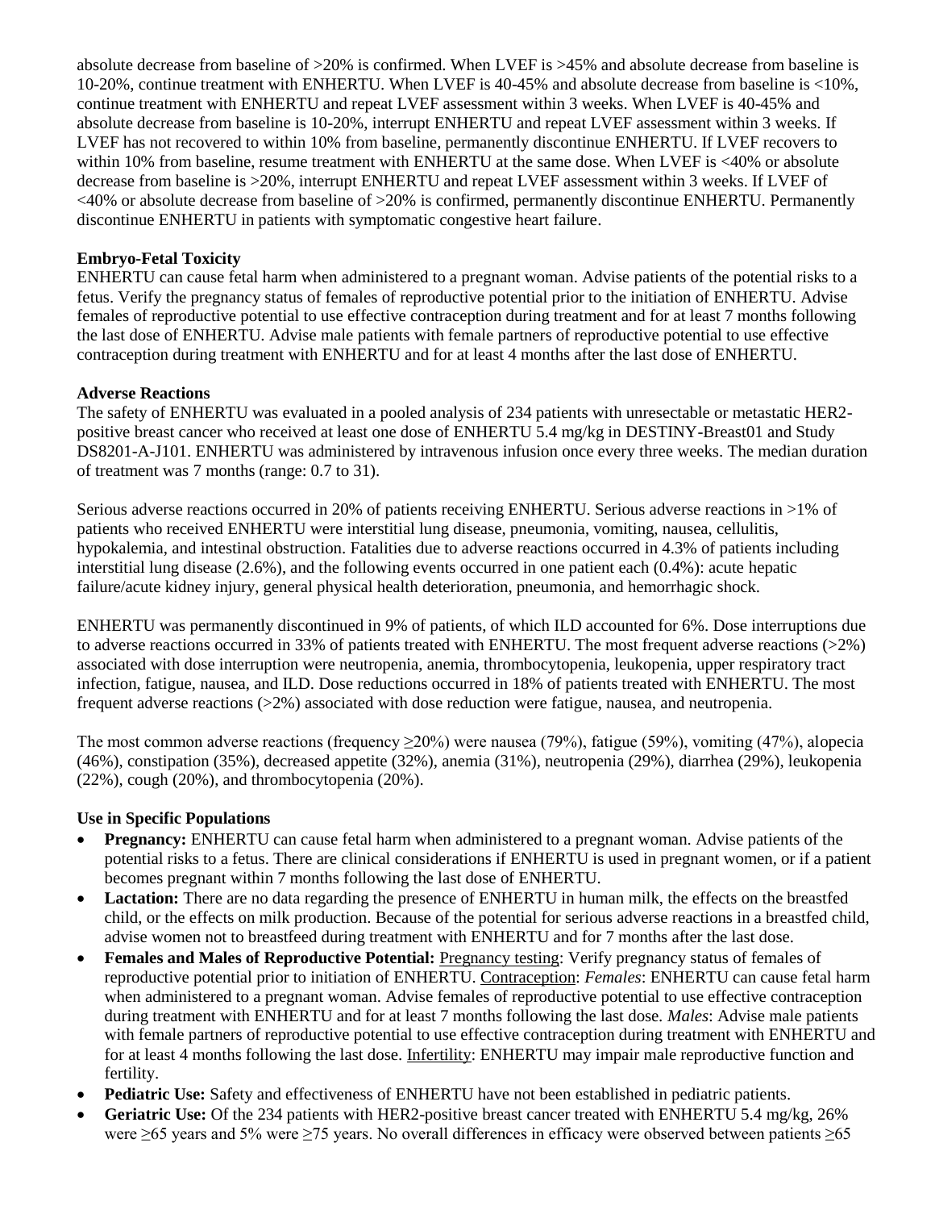absolute decrease from baseline of >20% is confirmed. When LVEF is >45% and absolute decrease from baseline is 10-20%, continue treatment with ENHERTU. When LVEF is 40-45% and absolute decrease from baseline is <10%, continue treatment with ENHERTU and repeat LVEF assessment within 3 weeks. When LVEF is 40-45% and absolute decrease from baseline is 10-20%, interrupt ENHERTU and repeat LVEF assessment within 3 weeks. If LVEF has not recovered to within 10% from baseline, permanently discontinue ENHERTU. If LVEF recovers to within 10% from baseline, resume treatment with ENHERTU at the same dose. When LVEF is <40% or absolute decrease from baseline is >20%, interrupt ENHERTU and repeat LVEF assessment within 3 weeks. If LVEF of <40% or absolute decrease from baseline of >20% is confirmed, permanently discontinue ENHERTU. Permanently discontinue ENHERTU in patients with symptomatic congestive heart failure.

**Embryo-Fetal Toxicity**

ENHERTU can cause fetal harm when administered to a pregnant woman. Advise patients of the potential risks to a fetus. Verify the pregnancy status of females of reproductive potential prior to the initiation of ENHERTU. Advise females of reproductive potential to use effective contraception during treatment and for at least 7 months following the last dose of ENHERTU. Advise male patients with female partners of reproductive potential to use effective contraception during treatment with ENHERTU and for at least 4 months after the last dose of ENHERTU.

**Adverse Reactions**

The safety of ENHERTU was evaluated in a pooled analysis of 234 patients with unresectable or metastatic HER2-positive breast cancer who received at least one dose of ENHERTU 5.4 mg/kg in DESTINY-Breast01 and Study DS8201-A-J101. ENHERTU was administered by intravenous infusion once every three weeks. The median duration of treatment was 7 months (range: 0.7 to 31).

Serious adverse reactions occurred in 20% of patients receiving ENHERTU. Serious adverse reactions in >1% of patients who received ENHERTU were interstitial lung disease, pneumonia, vomiting, nausea, cellulitis, hypokalemia, and intestinal obstruction. Fatalities due to adverse reactions occurred in 4.3% of patients including interstitial lung disease (2.6%), and the following events occurred in one patient each (0.4%): acute hepatic failure/acute kidney injury, general physical health deterioration, pneumonia, and hemorrhagic shock.

ENHERTU was permanently discontinued in 9% of patients, of which ILD accounted for 6%. Dose interruptions due to adverse reactions occurred in 33% of patients treated with ENHERTU. The most frequent adverse reactions (>2%) associated with dose interruption were neutropenia, anemia, thrombocytopenia, leukopenia, upper respiratory tract infection, fatigue, nausea, and ILD. Dose reductions occurred in 18% of patients treated with ENHERTU. The most frequent adverse reactions (>2%) associated with dose reduction were fatigue, nausea, and neutropenia.

The most common adverse reactions (frequency ≥20%) were nausea (79%), fatigue (59%), vomiting (47%), alopecia (46%), constipation (35%), decreased appetite (32%), anemia (31%), neutropenia (29%), diarrhea (29%), leukopenia (22%), cough (20%), and thrombocytopenia (20%).

**Use in Specific Populations**

- **Pregnancy:** ENHERTU can cause fetal harm when administered to a pregnant woman. Advise patients of the potential risks to a fetus. There are clinical considerations if ENHERTU is used in pregnant women, or if a patient becomes pregnant within 7 months following the last dose of ENHERTU.
- **Lactation:** There are no data regarding the presence of ENHERTU in human milk, the effects on the breastfed child, or the effects on milk production. Because of the potential for serious adverse reactions in a breastfed child, advise women not to breastfeed during treatment with ENHERTU and for 7 months after the last dose.
- **Females and Males of Reproductive Potential:** Pregnancy testing: Verify pregnancy status of females of reproductive potential prior to initiation of ENHERTU. Contraception: *Females*: ENHERTU can cause fetal harm when administered to a pregnant woman. Advise females of reproductive potential to use effective contraception during treatment with ENHERTU and for at least 7 months following the last dose. *Males*: Advise male patients with female partners of reproductive potential to use effective contraception during treatment with ENHERTU and for at least 4 months following the last dose. Infertility: ENHERTU may impair male reproductive function and fertility.
- **Pediatric Use:** Safety and effectiveness of ENHERTU have not been established in pediatric patients.
- **Geriatric Use:** Of the 234 patients with HER2-positive breast cancer treated with ENHERTU 5.4 mg/kg, 26% were ≥65 years and 5% were ≥75 years. No overall differences in efficacy were observed between patients ≥65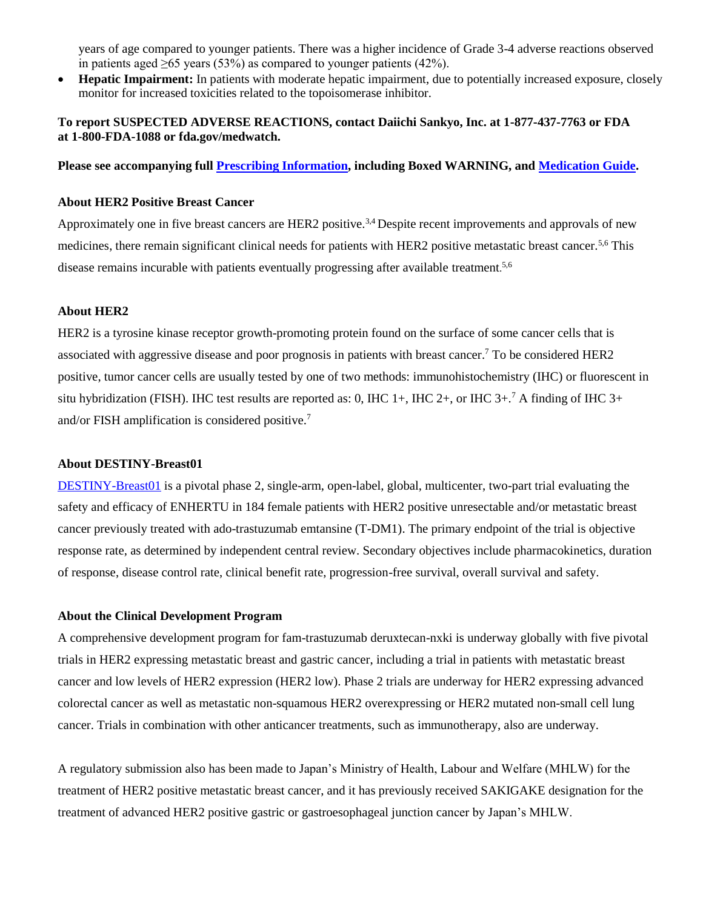years of age compared to younger patients. There was a higher incidence of Grade 3-4 adverse reactions observed in patients aged ≥65 years (53%) as compared to younger patients (42%).

- **Hepatic Impairment:** In patients with moderate hepatic impairment, due to potentially increased exposure, closely monitor for increased toxicities related to the topoisomerase inhibitor.

**To report SUSPECTED ADVERSE REACTIONS, contact Daiichi Sankyo, Inc. at 1-877-437-7763 or FDA at 1-800-FDA-1088 or fda.gov/medwatch.**

**Please see accompanying full Prescribing Information, including Boxed WARNING, and Medication Guide.**

**About HER2 Positive Breast Cancer**

Approximately one in five breast cancers are HER2 positive.[3,4] Despite recent improvements and approvals of new medicines, there remain significant clinical needs for patients with HER2 positive metastatic breast cancer.[5,6] This disease remains incurable with patients eventually progressing after available treatment.[5,6]

**About HER2**

HER2 is a tyrosine kinase receptor growth-promoting protein found on the surface of some cancer cells that is associated with aggressive disease and poor prognosis in patients with breast cancer.[7] To be considered HER2 positive, tumor cancer cells are usually tested by one of two methods: immunohistochemistry (IHC) or fluorescent in situ hybridization (FISH). IHC test results are reported as: 0, IHC 1+, IHC 2+, or IHC 3+.[7] A finding of IHC 3+ and/or FISH amplification is considered positive.[7]

**About DESTINY-Breast01**

DESTINY-Breast01 is a pivotal phase 2, single-arm, open-label, global, multicenter, two-part trial evaluating the safety and efficacy of ENHERTU in 184 female patients with HER2 positive unresectable and/or metastatic breast cancer previously treated with ado-trastuzumab emtansine (T-DM1). The primary endpoint of the trial is objective response rate, as determined by independent central review. Secondary objectives include pharmacokinetics, duration of response, disease control rate, clinical benefit rate, progression-free survival, overall survival and safety.

**About the Clinical Development Program**

A comprehensive development program for fam-trastuzumab deruxtecan-nxki is underway globally with five pivotal trials in HER2 expressing metastatic breast and gastric cancer, including a trial in patients with metastatic breast cancer and low levels of HER2 expression (HER2 low). Phase 2 trials are underway for HER2 expressing advanced colorectal cancer as well as metastatic non-squamous HER2 overexpressing or HER2 mutated non-small cell lung cancer. Trials in combination with other anticancer treatments, such as immunotherapy, also are underway.

A regulatory submission also has been made to Japan's Ministry of Health, Labour and Welfare (MHLW) for the treatment of HER2 positive metastatic breast cancer, and it has previously received SAKIGAKE designation for the treatment of advanced HER2 positive gastric or gastroesophageal junction cancer by Japan's MHLW.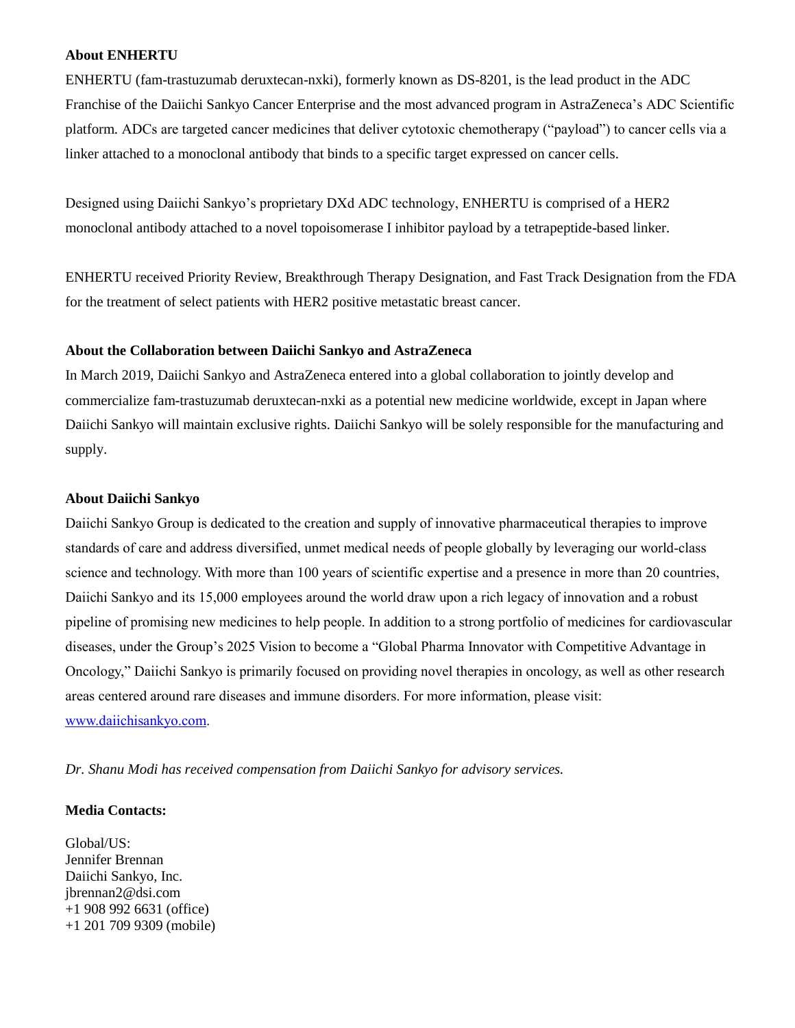**About ENHERTU**

ENHERTU (fam-trastuzumab deruxtecan-nxki), formerly known as DS-8201, is the lead product in the ADC Franchise of the Daiichi Sankyo Cancer Enterprise and the most advanced program in AstraZeneca's ADC Scientific platform. ADCs are targeted cancer medicines that deliver cytotoxic chemotherapy ("payload") to cancer cells via a linker attached to a monoclonal antibody that binds to a specific target expressed on cancer cells.

Designed using Daiichi Sankyo's proprietary DXd ADC technology, ENHERTU is comprised of a HER2 monoclonal antibody attached to a novel topoisomerase I inhibitor payload by a tetrapeptide-based linker.

ENHERTU received Priority Review, Breakthrough Therapy Designation, and Fast Track Designation from the FDA for the treatment of select patients with HER2 positive metastatic breast cancer.

**About the Collaboration between Daiichi Sankyo and AstraZeneca**

In March 2019, Daiichi Sankyo and AstraZeneca entered into a global collaboration to jointly develop and commercialize fam-trastuzumab deruxtecan-nxki as a potential new medicine worldwide, except in Japan where Daiichi Sankyo will maintain exclusive rights. Daiichi Sankyo will be solely responsible for the manufacturing and supply.

**About Daiichi Sankyo**

Daiichi Sankyo Group is dedicated to the creation and supply of innovative pharmaceutical therapies to improve standards of care and address diversified, unmet medical needs of people globally by leveraging our world-class science and technology. With more than 100 years of scientific expertise and a presence in more than 20 countries, Daiichi Sankyo and its 15,000 employees around the world draw upon a rich legacy of innovation and a robust pipeline of promising new medicines to help people. In addition to a strong portfolio of medicines for cardiovascular diseases, under the Group's 2025 Vision to become a "Global Pharma Innovator with Competitive Advantage in Oncology," Daiichi Sankyo is primarily focused on providing novel therapies in oncology, as well as other research areas centered around rare diseases and immune disorders. For more information, please visit: [www.daiichisankyo.com](http://www.daiichisankyo.com).

*Dr. Shanu Modi has received compensation from Daiichi Sankyo for advisory services.*

**Media Contacts:**

Global/US:
Jennifer Brennan
Daiichi Sankyo, Inc.
jbrennan2@dsi.com
+1 908 992 6631 (office)
+1 201 709 9309 (mobile)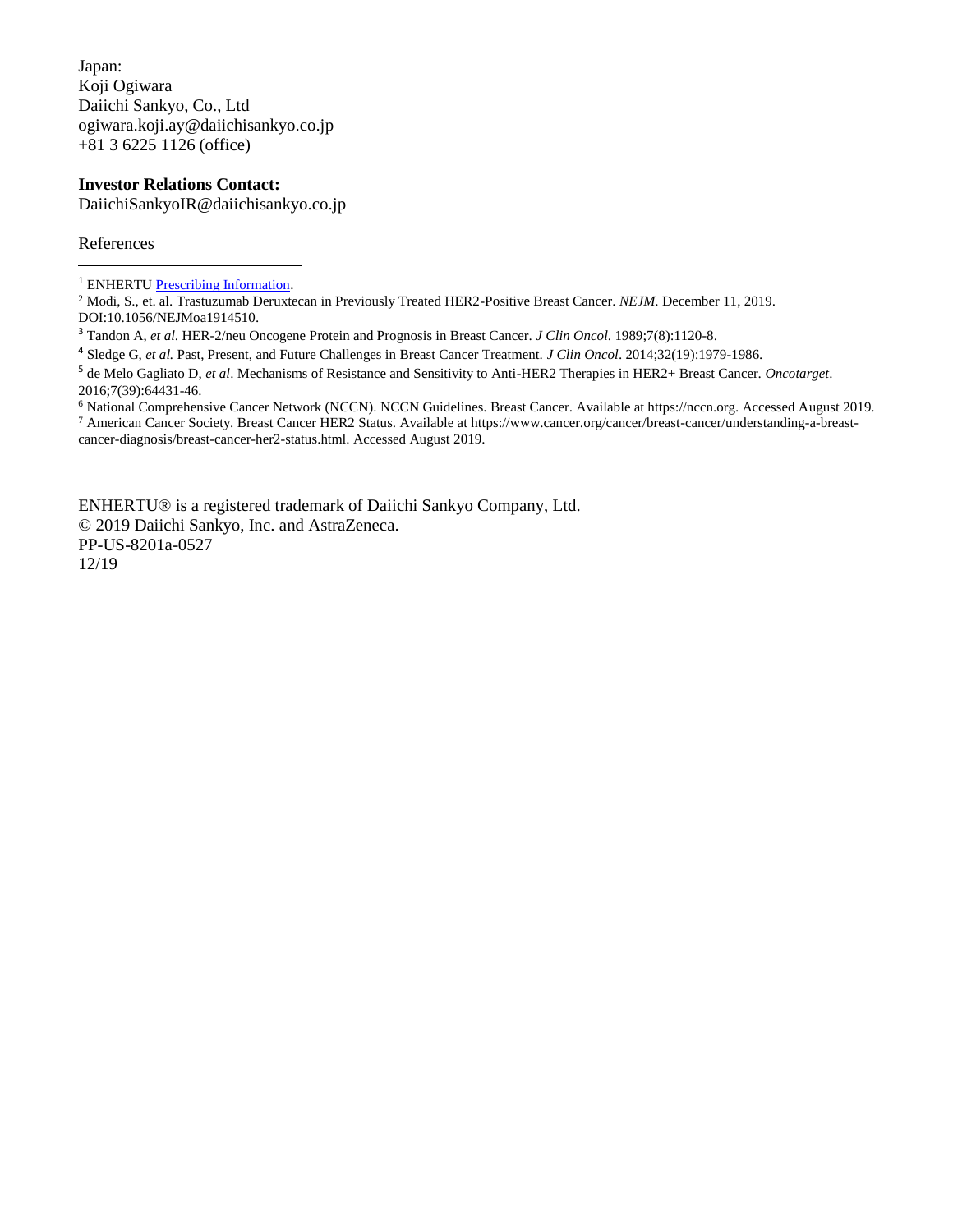Japan:
Koji Ogiwara
Daiichi Sankyo, Co., Ltd
ogiwara.koji.ay@daiichisankyo.co.jp
+81 3 6225 1126 (office)

**Investor Relations Contact:**
DaiichiSankyoIR@daiichisankyo.co.jp

References

[1] ENHERTU Prescribing Information.

[2] Modi, S., et. al. Trastuzumab Deruxtecan in Previously Treated HER2-Positive Breast Cancer. *NEJM*. December 11, 2019. DOI:10.1056/NEJMoa1914510.

[3] Tandon A, *et al.* HER-2/neu Oncogene Protein and Prognosis in Breast Cancer. *J Clin Oncol*. 1989;7(8):1120-8.

[4] Sledge G, *et al.* Past, Present, and Future Challenges in Breast Cancer Treatment. *J Clin Oncol*. 2014;32(19):1979-1986.

[5] de Melo Gagliato D, *et al*. Mechanisms of Resistance and Sensitivity to Anti-HER2 Therapies in HER2+ Breast Cancer. *Oncotarget*. 2016;7(39):64431-46.

[6] National Comprehensive Cancer Network (NCCN). NCCN Guidelines. Breast Cancer. Available at https://nccn.org. Accessed August 2019.

[7] American Cancer Society. Breast Cancer HER2 Status. Available at https://www.cancer.org/cancer/breast-cancer/understanding-a-breast-cancer-diagnosis/breast-cancer-her2-status.html. Accessed August 2019.

ENHERTU® is a registered trademark of Daiichi Sankyo Company, Ltd.
© 2019 Daiichi Sankyo, Inc. and AstraZeneca.
PP-US-8201a-0527
12/19